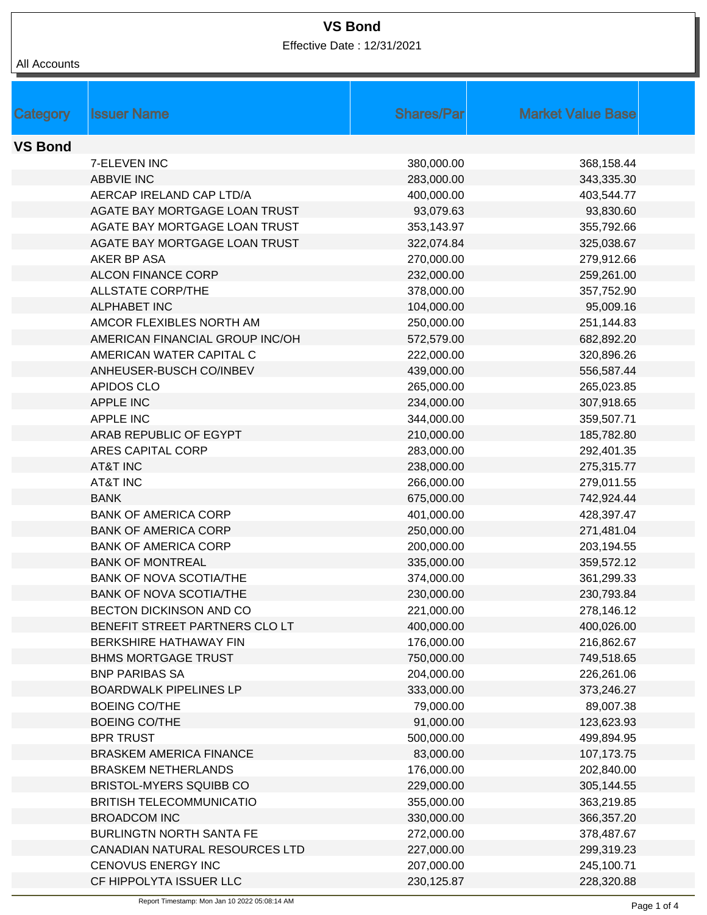# VS Bond

Effective Date : 12/31/2021

All Accounts

| Category | Issuer Name | Shares/Par | Market Value Base |
|---|---|---|---|
| **VS Bond** | | | |
| | 7-ELEVEN INC | 380,000.00 | 368,158.44 |
| | ABBVIE INC | 283,000.00 | 343,335.30 |
| | AERCAP IRELAND CAP LTD/A | 400,000.00 | 403,544.77 |
| | AGATE BAY MORTGAGE LOAN TRUST | 93,079.63 | 93,830.60 |
| | AGATE BAY MORTGAGE LOAN TRUST | 353,143.97 | 355,792.66 |
| | AGATE BAY MORTGAGE LOAN TRUST | 322,074.84 | 325,038.67 |
| | AKER BP ASA | 270,000.00 | 279,912.66 |
| | ALCON FINANCE CORP | 232,000.00 | 259,261.00 |
| | ALLSTATE CORP/THE | 378,000.00 | 357,752.90 |
| | ALPHABET INC | 104,000.00 | 95,009.16 |
| | AMCOR FLEXIBLES NORTH AM | 250,000.00 | 251,144.83 |
| | AMERICAN FINANCIAL GROUP INC/OH | 572,579.00 | 682,892.20 |
| | AMERICAN WATER CAPITAL C | 222,000.00 | 320,896.26 |
| | ANHEUSER-BUSCH CO/INBEV | 439,000.00 | 556,587.44 |
| | APIDOS CLO | 265,000.00 | 265,023.85 |
| | APPLE INC | 234,000.00 | 307,918.65 |
| | APPLE INC | 344,000.00 | 359,507.71 |
| | ARAB REPUBLIC OF EGYPT | 210,000.00 | 185,782.80 |
| | ARES CAPITAL CORP | 283,000.00 | 292,401.35 |
| | AT&T INC | 238,000.00 | 275,315.77 |
| | AT&T INC | 266,000.00 | 279,011.55 |
| | BANK | 675,000.00 | 742,924.44 |
| | BANK OF AMERICA CORP | 401,000.00 | 428,397.47 |
| | BANK OF AMERICA CORP | 250,000.00 | 271,481.04 |
| | BANK OF AMERICA CORP | 200,000.00 | 203,194.55 |
| | BANK OF MONTREAL | 335,000.00 | 359,572.12 |
| | BANK OF NOVA SCOTIA/THE | 374,000.00 | 361,299.33 |
| | BANK OF NOVA SCOTIA/THE | 230,000.00 | 230,793.84 |
| | BECTON DICKINSON AND CO | 221,000.00 | 278,146.12 |
| | BENEFIT STREET PARTNERS CLO LT | 400,000.00 | 400,026.00 |
| | BERKSHIRE HATHAWAY FIN | 176,000.00 | 216,862.67 |
| | BHMS MORTGAGE TRUST | 750,000.00 | 749,518.65 |
| | BNP PARIBAS SA | 204,000.00 | 226,261.06 |
| | BOARDWALK PIPELINES LP | 333,000.00 | 373,246.27 |
| | BOEING CO/THE | 79,000.00 | 89,007.38 |
| | BOEING CO/THE | 91,000.00 | 123,623.93 |
| | BPR TRUST | 500,000.00 | 499,894.95 |
| | BRASKEM AMERICA FINANCE | 83,000.00 | 107,173.75 |
| | BRASKEM NETHERLANDS | 176,000.00 | 202,840.00 |
| | BRISTOL-MYERS SQUIBB CO | 229,000.00 | 305,144.55 |
| | BRITISH TELECOMMUNICATIO | 355,000.00 | 363,219.85 |
| | BROADCOM INC | 330,000.00 | 366,357.20 |
| | BURLINGTN NORTH SANTA FE | 272,000.00 | 378,487.67 |
| | CANADIAN NATURAL RESOURCES LTD | 227,000.00 | 299,319.23 |
| | CENOVUS ENERGY INC | 207,000.00 | 245,100.71 |
| | CF HIPPOLYTA ISSUER LLC | 230,125.87 | 228,320.88 |

Report Timestamp: Mon Jan 10 2022 05:08:14 AM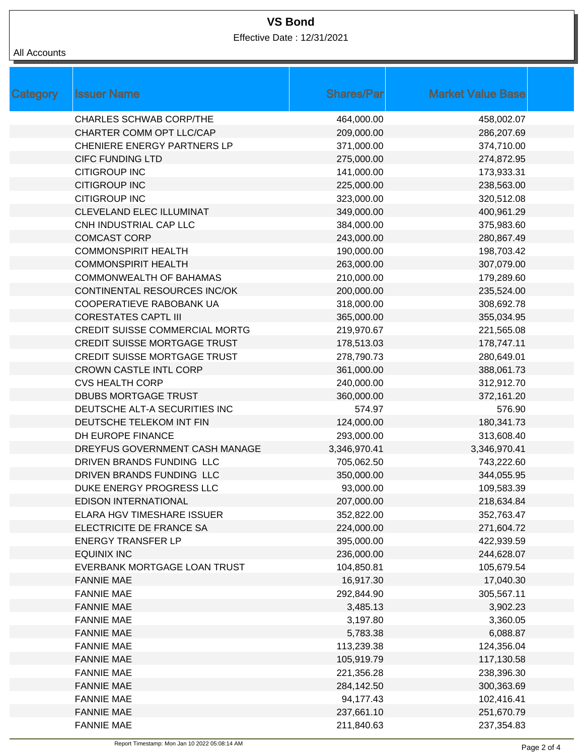# VS Bond

Effective Date : 12/31/2021

All Accounts

| Category | Issuer Name | Shares/Par | Market Value Base |
|---|---|---|---|
| | CHARLES SCHWAB CORP/THE | 464,000.00 | 458,002.07 |
| | CHARTER COMM OPT LLC/CAP | 209,000.00 | 286,207.69 |
| | CHENIERE ENERGY PARTNERS LP | 371,000.00 | 374,710.00 |
| | CIFC FUNDING LTD | 275,000.00 | 274,872.95 |
| | CITIGROUP INC | 141,000.00 | 173,933.31 |
| | CITIGROUP INC | 225,000.00 | 238,563.00 |
| | CITIGROUP INC | 323,000.00 | 320,512.08 |
| | CLEVELAND ELEC ILLUMINAT | 349,000.00 | 400,961.29 |
| | CNH INDUSTRIAL CAP LLC | 384,000.00 | 375,983.60 |
| | COMCAST CORP | 243,000.00 | 280,867.49 |
| | COMMONSPIRIT HEALTH | 190,000.00 | 198,703.42 |
| | COMMONSPIRIT HEALTH | 263,000.00 | 307,079.00 |
| | COMMONWEALTH OF BAHAMAS | 210,000.00 | 179,289.60 |
| | CONTINENTAL RESOURCES INC/OK | 200,000.00 | 235,524.00 |
| | COOPERATIEVE RABOBANK UA | 318,000.00 | 308,692.78 |
| | CORESTATES CAPTL III | 365,000.00 | 355,034.95 |
| | CREDIT SUISSE COMMERCIAL MORTG | 219,970.67 | 221,565.08 |
| | CREDIT SUISSE MORTGAGE TRUST | 178,513.03 | 178,747.11 |
| | CREDIT SUISSE MORTGAGE TRUST | 278,790.73 | 280,649.01 |
| | CROWN CASTLE INTL CORP | 361,000.00 | 388,061.73 |
| | CVS HEALTH CORP | 240,000.00 | 312,912.70 |
| | DBUBS MORTGAGE TRUST | 360,000.00 | 372,161.20 |
| | DEUTSCHE ALT-A SECURITIES INC | 574.97 | 576.90 |
| | DEUTSCHE TELEKOM INT FIN | 124,000.00 | 180,341.73 |
| | DH EUROPE FINANCE | 293,000.00 | 313,608.40 |
| | DREYFUS GOVERNMENT CASH MANAGE | 3,346,970.41 | 3,346,970.41 |
| | DRIVEN BRANDS FUNDING LLC | 705,062.50 | 743,222.60 |
| | DRIVEN BRANDS FUNDING LLC | 350,000.00 | 344,055.95 |
| | DUKE ENERGY PROGRESS LLC | 93,000.00 | 109,583.39 |
| | EDISON INTERNATIONAL | 207,000.00 | 218,634.84 |
| | ELARA HGV TIMESHARE ISSUER | 352,822.00 | 352,763.47 |
| | ELECTRICITE DE FRANCE SA | 224,000.00 | 271,604.72 |
| | ENERGY TRANSFER LP | 395,000.00 | 422,939.59 |
| | EQUINIX INC | 236,000.00 | 244,628.07 |
| | EVERBANK MORTGAGE LOAN TRUST | 104,850.81 | 105,679.54 |
| | FANNIE MAE | 16,917.30 | 17,040.30 |
| | FANNIE MAE | 292,844.90 | 305,567.11 |
| | FANNIE MAE | 3,485.13 | 3,902.23 |
| | FANNIE MAE | 3,197.80 | 3,360.05 |
| | FANNIE MAE | 5,783.38 | 6,088.87 |
| | FANNIE MAE | 113,239.38 | 124,356.04 |
| | FANNIE MAE | 105,919.79 | 117,130.58 |
| | FANNIE MAE | 221,356.28 | 238,396.30 |
| | FANNIE MAE | 284,142.50 | 300,363.69 |
| | FANNIE MAE | 94,177.43 | 102,416.41 |
| | FANNIE MAE | 237,661.10 | 251,670.79 |
| | FANNIE MAE | 211,840.63 | 237,354.83 |

Report Timestamp: Mon Jan 10 2022 05:08:14 AM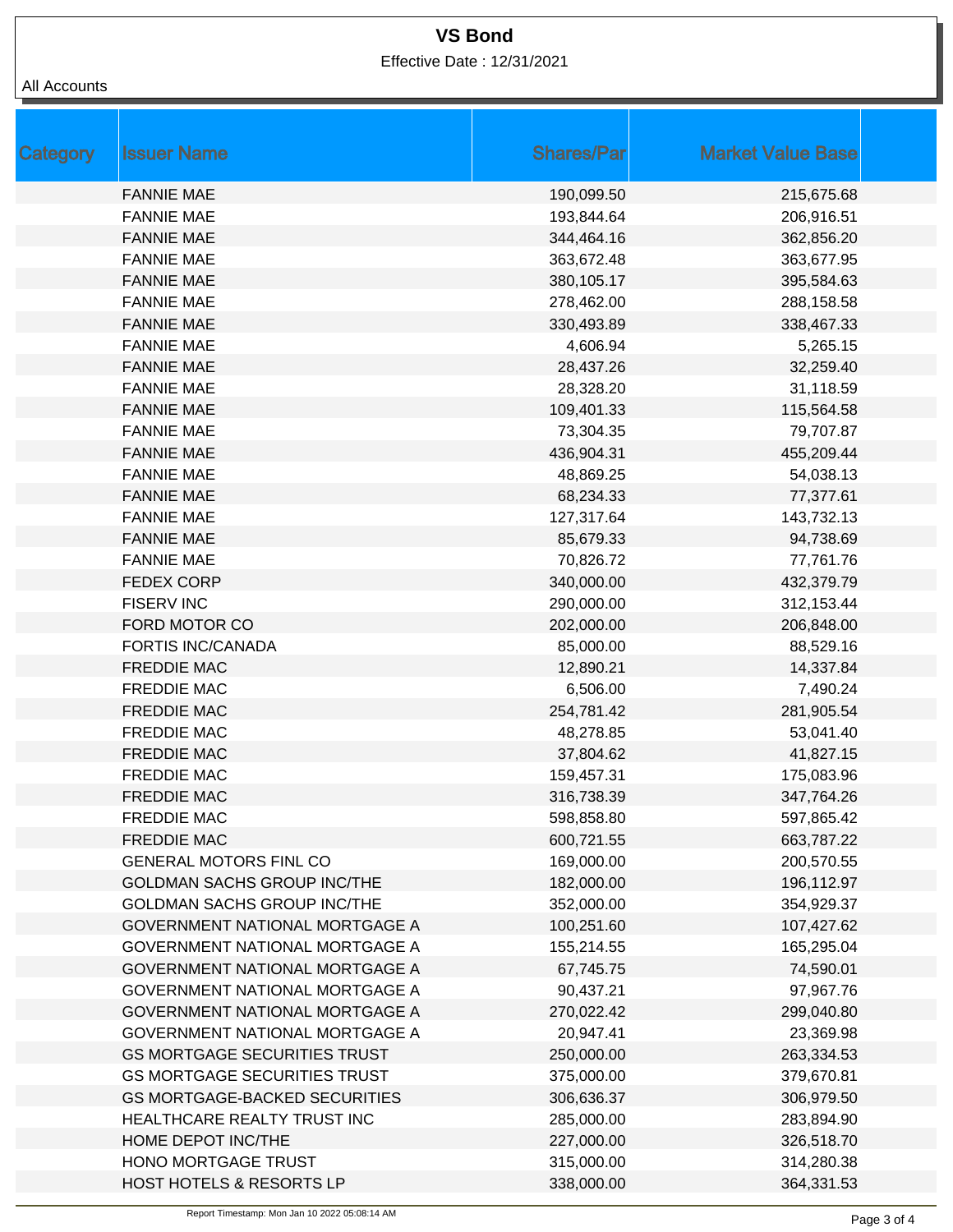# VS Bond

Effective Date : 12/31/2021

All Accounts

| Category | Issuer Name | Shares/Par | Market Value Base |
|---|---|---|---|
| | FANNIE MAE | 190,099.50 | 215,675.68 |
| | FANNIE MAE | 193,844.64 | 206,916.51 |
| | FANNIE MAE | 344,464.16 | 362,856.20 |
| | FANNIE MAE | 363,672.48 | 363,677.95 |
| | FANNIE MAE | 380,105.17 | 395,584.63 |
| | FANNIE MAE | 278,462.00 | 288,158.58 |
| | FANNIE MAE | 330,493.89 | 338,467.33 |
| | FANNIE MAE | 4,606.94 | 5,265.15 |
| | FANNIE MAE | 28,437.26 | 32,259.40 |
| | FANNIE MAE | 28,328.20 | 31,118.59 |
| | FANNIE MAE | 109,401.33 | 115,564.58 |
| | FANNIE MAE | 73,304.35 | 79,707.87 |
| | FANNIE MAE | 436,904.31 | 455,209.44 |
| | FANNIE MAE | 48,869.25 | 54,038.13 |
| | FANNIE MAE | 68,234.33 | 77,377.61 |
| | FANNIE MAE | 127,317.64 | 143,732.13 |
| | FANNIE MAE | 85,679.33 | 94,738.69 |
| | FANNIE MAE | 70,826.72 | 77,761.76 |
| | FEDEX CORP | 340,000.00 | 432,379.79 |
| | FISERV INC | 290,000.00 | 312,153.44 |
| | FORD MOTOR CO | 202,000.00 | 206,848.00 |
| | FORTIS INC/CANADA | 85,000.00 | 88,529.16 |
| | FREDDIE MAC | 12,890.21 | 14,337.84 |
| | FREDDIE MAC | 6,506.00 | 7,490.24 |
| | FREDDIE MAC | 254,781.42 | 281,905.54 |
| | FREDDIE MAC | 48,278.85 | 53,041.40 |
| | FREDDIE MAC | 37,804.62 | 41,827.15 |
| | FREDDIE MAC | 159,457.31 | 175,083.96 |
| | FREDDIE MAC | 316,738.39 | 347,764.26 |
| | FREDDIE MAC | 598,858.80 | 597,865.42 |
| | FREDDIE MAC | 600,721.55 | 663,787.22 |
| | GENERAL MOTORS FINL CO | 169,000.00 | 200,570.55 |
| | GOLDMAN SACHS GROUP INC/THE | 182,000.00 | 196,112.97 |
| | GOLDMAN SACHS GROUP INC/THE | 352,000.00 | 354,929.37 |
| | GOVERNMENT NATIONAL MORTGAGE A | 100,251.60 | 107,427.62 |
| | GOVERNMENT NATIONAL MORTGAGE A | 155,214.55 | 165,295.04 |
| | GOVERNMENT NATIONAL MORTGAGE A | 67,745.75 | 74,590.01 |
| | GOVERNMENT NATIONAL MORTGAGE A | 90,437.21 | 97,967.76 |
| | GOVERNMENT NATIONAL MORTGAGE A | 270,022.42 | 299,040.80 |
| | GOVERNMENT NATIONAL MORTGAGE A | 20,947.41 | 23,369.98 |
| | GS MORTGAGE SECURITIES TRUST | 250,000.00 | 263,334.53 |
| | GS MORTGAGE SECURITIES TRUST | 375,000.00 | 379,670.81 |
| | GS MORTGAGE-BACKED SECURITIES | 306,636.37 | 306,979.50 |
| | HEALTHCARE REALTY TRUST INC | 285,000.00 | 283,894.90 |
| | HOME DEPOT INC/THE | 227,000.00 | 326,518.70 |
| | HONO MORTGAGE TRUST | 315,000.00 | 314,280.38 |
| | HOST HOTELS & RESORTS LP | 338,000.00 | 364,331.53 |

Report Timestamp: Mon Jan 10 2022 05:08:14 AM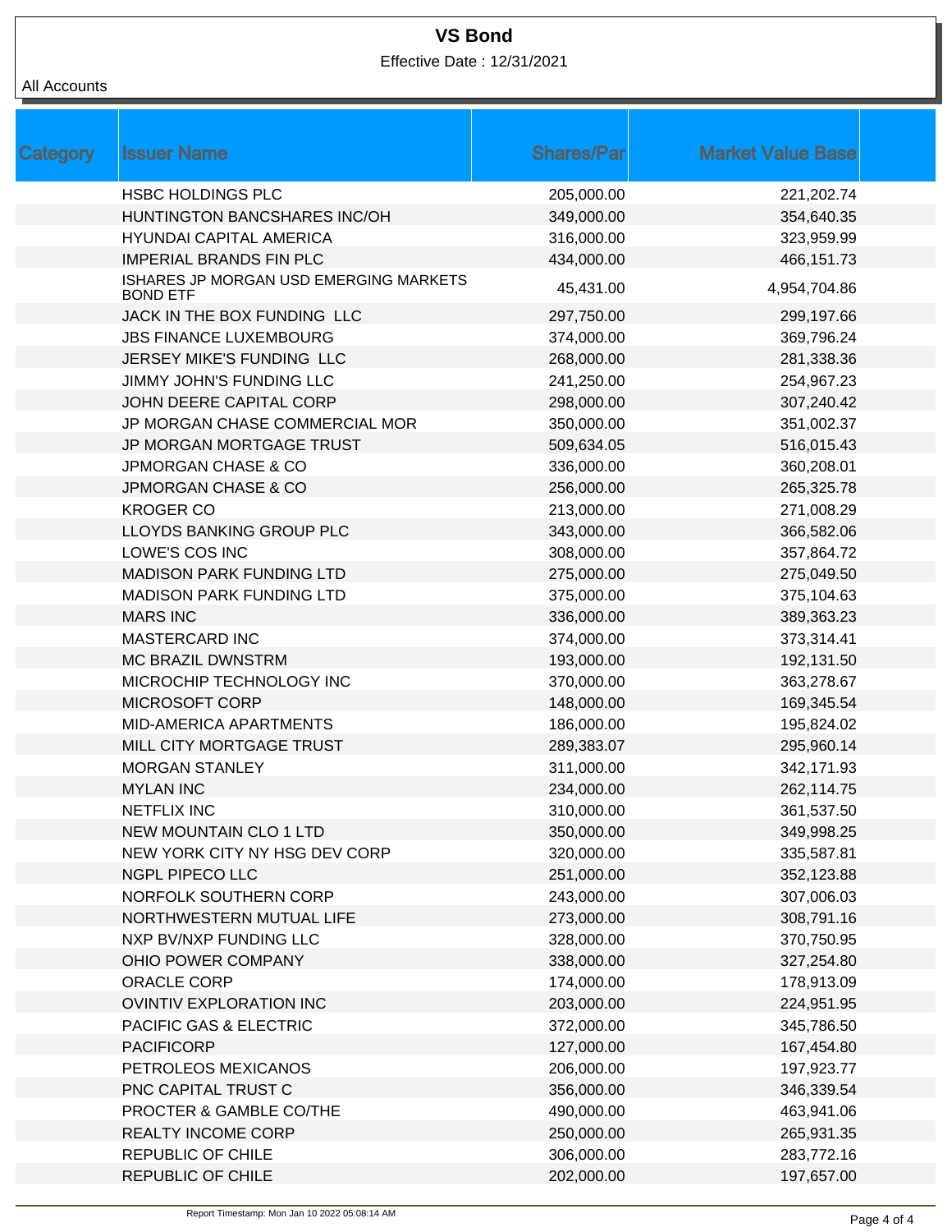# VS Bond

Effective Date : 12/31/2021

All Accounts

| Category | Issuer Name | Shares/Par | Market Value Base |
|---|---|---|---|
| | HSBC HOLDINGS PLC | 205,000.00 | 221,202.74 |
| | HUNTINGTON BANCSHARES INC/OH | 349,000.00 | 354,640.35 |
| | HYUNDAI CAPITAL AMERICA | 316,000.00 | 323,959.99 |
| | IMPERIAL BRANDS FIN PLC | 434,000.00 | 466,151.73 |
| | ISHARES JP MORGAN USD EMERGING MARKETS BOND ETF | 45,431.00 | 4,954,704.86 |
| | JACK IN THE BOX FUNDING LLC | 297,750.00 | 299,197.66 |
| | JBS FINANCE LUXEMBOURG | 374,000.00 | 369,796.24 |
| | JERSEY MIKE'S FUNDING LLC | 268,000.00 | 281,338.36 |
| | JIMMY JOHN'S FUNDING LLC | 241,250.00 | 254,967.23 |
| | JOHN DEERE CAPITAL CORP | 298,000.00 | 307,240.42 |
| | JP MORGAN CHASE COMMERCIAL MOR | 350,000.00 | 351,002.37 |
| | JP MORGAN MORTGAGE TRUST | 509,634.05 | 516,015.43 |
| | JPMORGAN CHASE & CO | 336,000.00 | 360,208.01 |
| | JPMORGAN CHASE & CO | 256,000.00 | 265,325.78 |
| | KROGER CO | 213,000.00 | 271,008.29 |
| | LLOYDS BANKING GROUP PLC | 343,000.00 | 366,582.06 |
| | LOWE'S COS INC | 308,000.00 | 357,864.72 |
| | MADISON PARK FUNDING LTD | 275,000.00 | 275,049.50 |
| | MADISON PARK FUNDING LTD | 375,000.00 | 375,104.63 |
| | MARS INC | 336,000.00 | 389,363.23 |
| | MASTERCARD INC | 374,000.00 | 373,314.41 |
| | MC BRAZIL DWNSTRM | 193,000.00 | 192,131.50 |
| | MICROCHIP TECHNOLOGY INC | 370,000.00 | 363,278.67 |
| | MICROSOFT CORP | 148,000.00 | 169,345.54 |
| | MID-AMERICA APARTMENTS | 186,000.00 | 195,824.02 |
| | MILL CITY MORTGAGE TRUST | 289,383.07 | 295,960.14 |
| | MORGAN STANLEY | 311,000.00 | 342,171.93 |
| | MYLAN INC | 234,000.00 | 262,114.75 |
| | NETFLIX INC | 310,000.00 | 361,537.50 |
| | NEW MOUNTAIN CLO 1 LTD | 350,000.00 | 349,998.25 |
| | NEW YORK CITY NY HSG DEV CORP | 320,000.00 | 335,587.81 |
| | NGPL PIPECO LLC | 251,000.00 | 352,123.88 |
| | NORFOLK SOUTHERN CORP | 243,000.00 | 307,006.03 |
| | NORTHWESTERN MUTUAL LIFE | 273,000.00 | 308,791.16 |
| | NXP BV/NXP FUNDING LLC | 328,000.00 | 370,750.95 |
| | OHIO POWER COMPANY | 338,000.00 | 327,254.80 |
| | ORACLE CORP | 174,000.00 | 178,913.09 |
| | OVINTIV EXPLORATION INC | 203,000.00 | 224,951.95 |
| | PACIFIC GAS & ELECTRIC | 372,000.00 | 345,786.50 |
| | PACIFICORP | 127,000.00 | 167,454.80 |
| | PETROLEOS MEXICANOS | 206,000.00 | 197,923.77 |
| | PNC CAPITAL TRUST C | 356,000.00 | 346,339.54 |
| | PROCTER & GAMBLE CO/THE | 490,000.00 | 463,941.06 |
| | REALTY INCOME CORP | 250,000.00 | 265,931.35 |
| | REPUBLIC OF CHILE | 306,000.00 | 283,772.16 |
| | REPUBLIC OF CHILE | 202,000.00 | 197,657.00 |

Report Timestamp: Mon Jan 10 2022 05:08:14 AM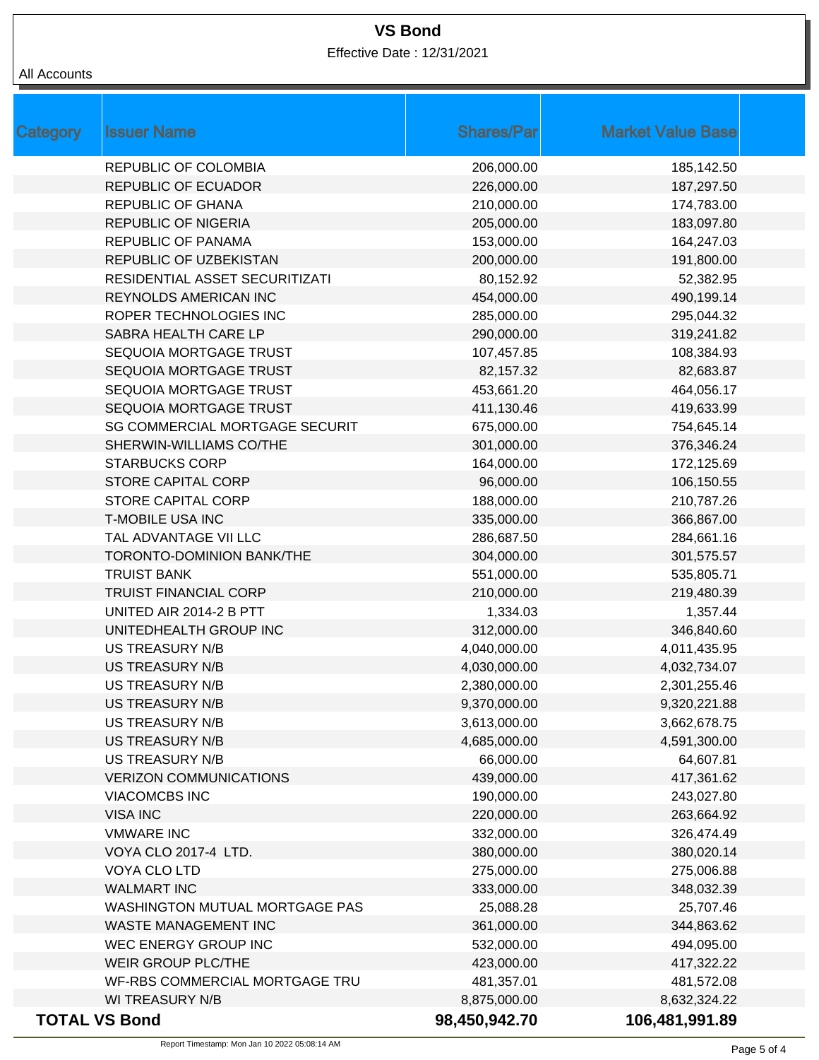# VS Bond

Effective Date : 12/31/2021

All Accounts

| Category | Issuer Name | Shares/Par | Market Value Base |
|---|---|---|---|
| | REPUBLIC OF COLOMBIA | 206,000.00 | 185,142.50 |
| | REPUBLIC OF ECUADOR | 226,000.00 | 187,297.50 |
| | REPUBLIC OF GHANA | 210,000.00 | 174,783.00 |
| | REPUBLIC OF NIGERIA | 205,000.00 | 183,097.80 |
| | REPUBLIC OF PANAMA | 153,000.00 | 164,247.03 |
| | REPUBLIC OF UZBEKISTAN | 200,000.00 | 191,800.00 |
| | RESIDENTIAL ASSET SECURITIZATI | 80,152.92 | 52,382.95 |
| | REYNOLDS AMERICAN INC | 454,000.00 | 490,199.14 |
| | ROPER TECHNOLOGIES INC | 285,000.00 | 295,044.32 |
| | SABRA HEALTH CARE LP | 290,000.00 | 319,241.82 |
| | SEQUOIA MORTGAGE TRUST | 107,457.85 | 108,384.93 |
| | SEQUOIA MORTGAGE TRUST | 82,157.32 | 82,683.87 |
| | SEQUOIA MORTGAGE TRUST | 453,661.20 | 464,056.17 |
| | SEQUOIA MORTGAGE TRUST | 411,130.46 | 419,633.99 |
| | SG COMMERCIAL MORTGAGE SECURIT | 675,000.00 | 754,645.14 |
| | SHERWIN-WILLIAMS CO/THE | 301,000.00 | 376,346.24 |
| | STARBUCKS CORP | 164,000.00 | 172,125.69 |
| | STORE CAPITAL CORP | 96,000.00 | 106,150.55 |
| | STORE CAPITAL CORP | 188,000.00 | 210,787.26 |
| | T-MOBILE USA INC | 335,000.00 | 366,867.00 |
| | TAL ADVANTAGE VII LLC | 286,687.50 | 284,661.16 |
| | TORONTO-DOMINION BANK/THE | 304,000.00 | 301,575.57 |
| | TRUIST BANK | 551,000.00 | 535,805.71 |
| | TRUIST FINANCIAL CORP | 210,000.00 | 219,480.39 |
| | UNITED AIR 2014-2 B PTT | 1,334.03 | 1,357.44 |
| | UNITEDHEALTH GROUP INC | 312,000.00 | 346,840.60 |
| | US TREASURY N/B | 4,040,000.00 | 4,011,435.95 |
| | US TREASURY N/B | 4,030,000.00 | 4,032,734.07 |
| | US TREASURY N/B | 2,380,000.00 | 2,301,255.46 |
| | US TREASURY N/B | 9,370,000.00 | 9,320,221.88 |
| | US TREASURY N/B | 3,613,000.00 | 3,662,678.75 |
| | US TREASURY N/B | 4,685,000.00 | 4,591,300.00 |
| | US TREASURY N/B | 66,000.00 | 64,607.81 |
| | VERIZON COMMUNICATIONS | 439,000.00 | 417,361.62 |
| | VIACOMCBS INC | 190,000.00 | 243,027.80 |
| | VISA INC | 220,000.00 | 263,664.92 |
| | VMWARE INC | 332,000.00 | 326,474.49 |
| | VOYA CLO 2017-4 LTD. | 380,000.00 | 380,020.14 |
| | VOYA CLO LTD | 275,000.00 | 275,006.88 |
| | WALMART INC | 333,000.00 | 348,032.39 |
| | WASHINGTON MUTUAL MORTGAGE PAS | 25,088.28 | 25,707.46 |
| | WASTE MANAGEMENT INC | 361,000.00 | 344,863.62 |
| | WEC ENERGY GROUP INC | 532,000.00 | 494,095.00 |
| | WEIR GROUP PLC/THE | 423,000.00 | 417,322.22 |
| | WF-RBS COMMERCIAL MORTGAGE TRU | 481,357.01 | 481,572.08 |
| | WI TREASURY N/B | 8,875,000.00 | 8,632,324.22 |
| **TOTAL VS Bond** | | **98,450,942.70** | **106,481,991.89** |

Report Timestamp: Mon Jan 10 2022 05:08:14 AM